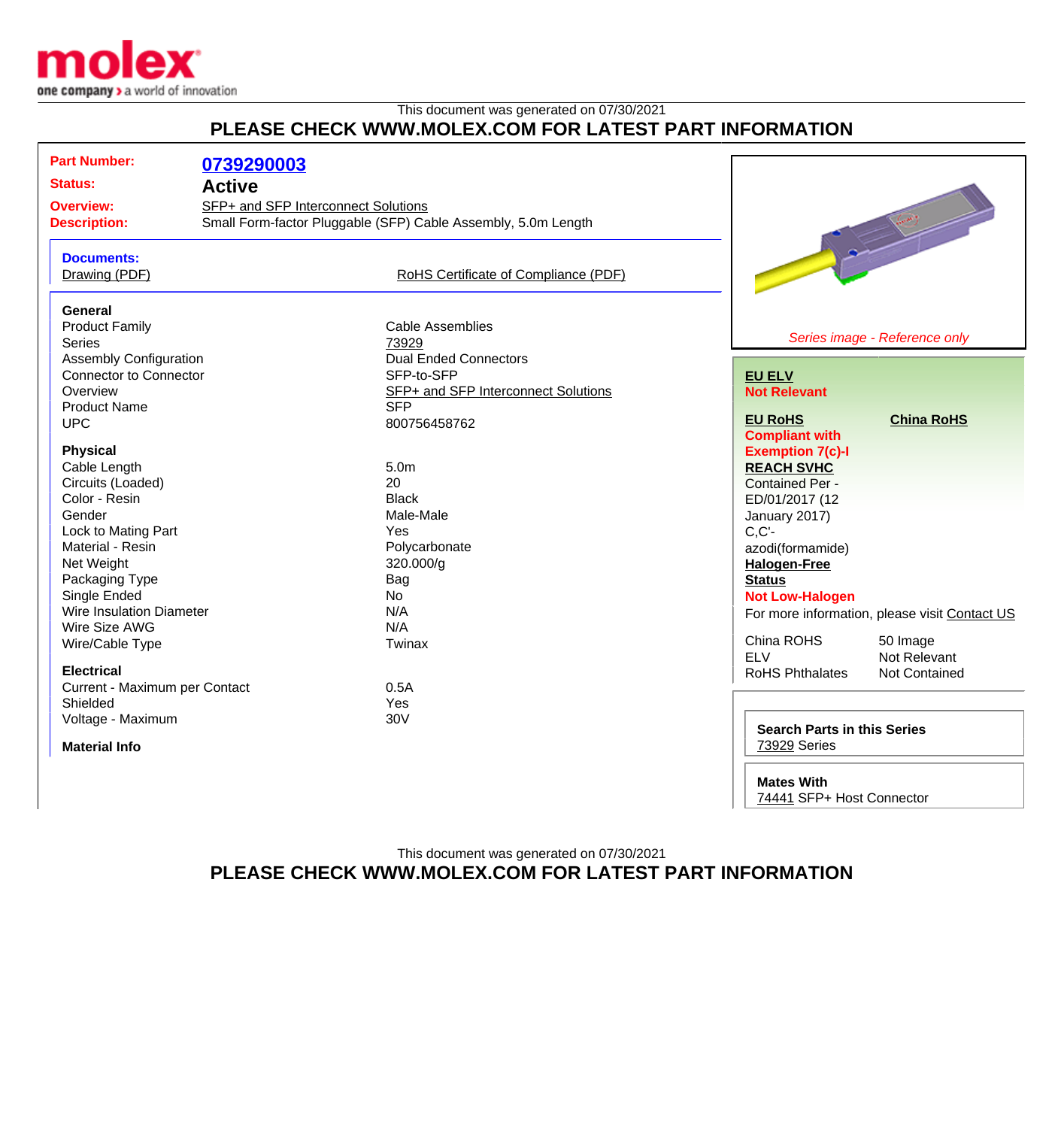This document was generated on 07/30/2021

**PLEASE CHECK WWW.MOLEX.COM FOR LATEST PART INFORMATION**

| | |
|---|---|
| **Part Number:** | **0739290003** |
| **Status:** | **Active** |
| **Overview:** | SFP+ and SFP Interconnect Solutions |
| **Description:** | Small Form-factor Pluggable (SFP) Cable Assembly, 5.0m Length |

**Documents:**

Drawing (PDF)

RoHS Certificate of Compliance (PDF)

### General

| | |
|---|---|
| Product Family | Cable Assemblies |
| Series | 73929 |
| Assembly Configuration | Dual Ended Connectors |
| Connector to Connector | SFP-to-SFP |
| Overview | SFP+ and SFP Interconnect Solutions |
| Product Name | SFP |
| UPC | 800756458762 |

### Physical

| | |
|---|---|
| Cable Length | 5.0m |
| Circuits (Loaded) | 20 |
| Color - Resin | Black |
| Gender | Male-Male |
| Lock to Mating Part | Yes |
| Material - Resin | Polycarbonate |
| Net Weight | 320.000/g |
| Packaging Type | Bag |
| Single Ended | No |
| Wire Insulation Diameter | N/A |
| Wire Size AWG | N/A |
| Wire/Cable Type | Twinax |

### Electrical

| | |
|---|---|
| Current - Maximum per Contact | 0.5A |
| Shielded | Yes |
| Voltage - Maximum | 30V |

### Material Info

*Series image - Reference only*

**EU ELV**
**Not Relevant**

**EU RoHS**
**Compliant with Exemption 7(c)-I**

**China RoHS**

**REACH SVHC**
Contained Per - ED/01/2017 (12 January 2017)
C,C'-azodi(formamide)

**Halogen-Free Status**
**Not Low-Halogen**

For more information, please visit Contact US

| | |
|---|---|
| China ROHS | 50 Image |
| ELV | Not Relevant |
| RoHS Phthalates | Not Contained |

**Search Parts in this Series**
73929 Series

**Mates With**
74441 SFP+ Host Connector

This document was generated on 07/30/2021

**PLEASE CHECK WWW.MOLEX.COM FOR LATEST PART INFORMATION**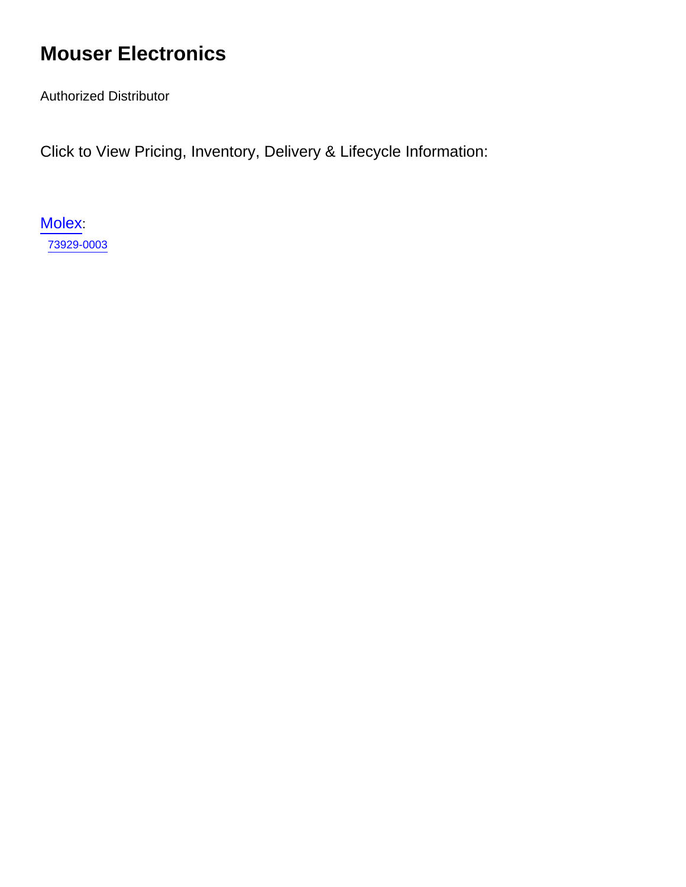# Mouser Electronics

Authorized Distributor

Click to View Pricing, Inventory, Delivery & Lifecycle Information:

Molex:

73929-0003